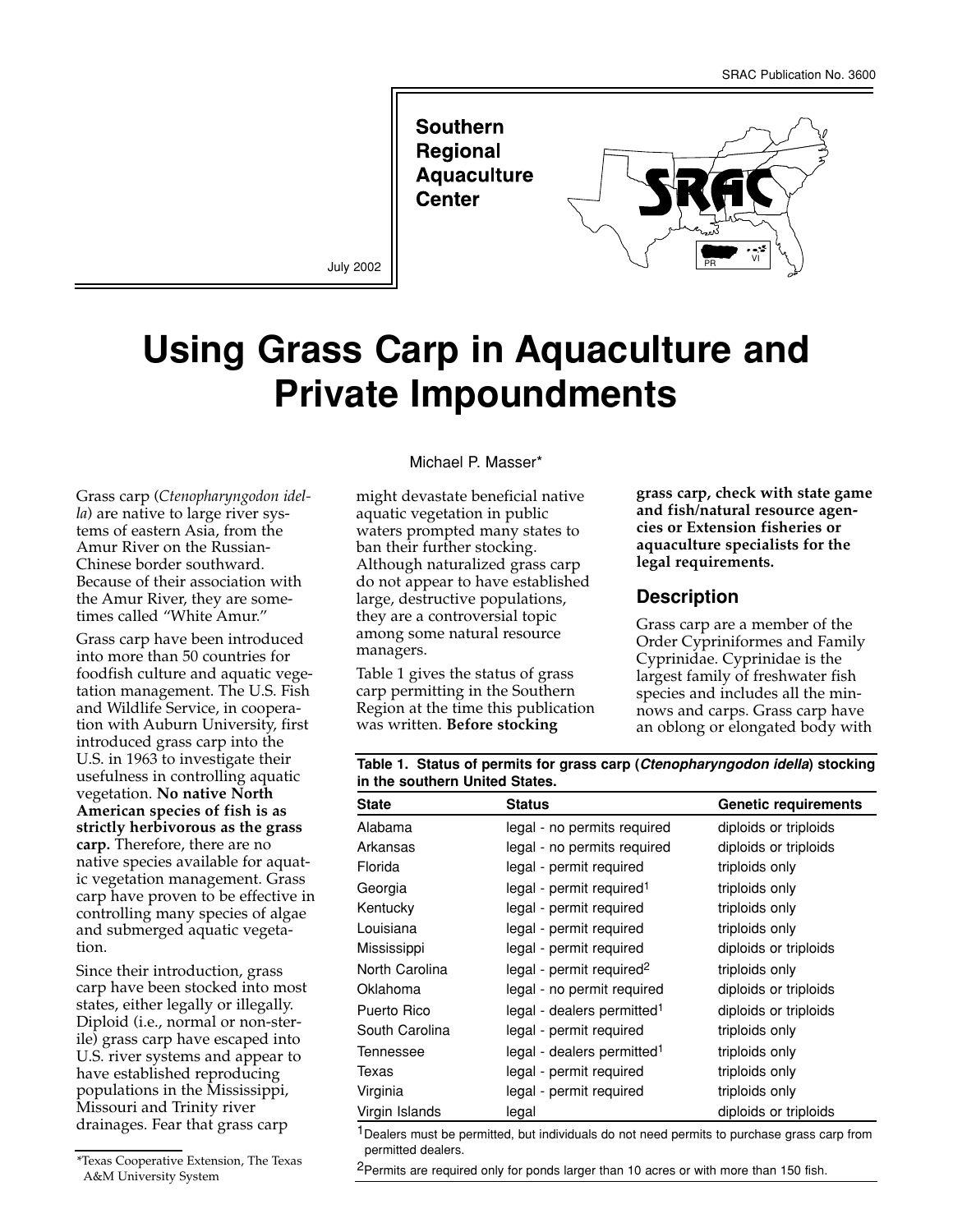SRAC Publication No. 3600

**Southern Regional Aquaculture Center**

July 2002

# Using Grass Carp in Aquaculture and Private Impoundments

Michael P. Masser*

Grass carp (*Ctenopharyngodon idella*) are native to large river systems of eastern Asia, from the Amur River on the Russian-Chinese border southward. Because of their association with the Amur River, they are sometimes called "White Amur."

Grass carp have been introduced into more than 50 countries for foodfish culture and aquatic vegetation management. The U.S. Fish and Wildlife Service, in cooperation with Auburn University, first introduced grass carp into the U.S. in 1963 to investigate their usefulness in controlling aquatic vegetation. **No native North American species of fish is as strictly herbivorous as the grass carp.** Therefore, there are no native species available for aquatic vegetation management. Grass carp have proven to be effective in controlling many species of algae and submerged aquatic vegetation.

Since their introduction, grass carp have been stocked into most states, either legally or illegally. Diploid (i.e., normal or non-sterile) grass carp have escaped into U.S. river systems and appear to have established reproducing populations in the Mississippi, Missouri and Trinity river drainages. Fear that grass carp might devastate beneficial native aquatic vegetation in public waters prompted many states to ban their further stocking. Although naturalized grass carp do not appear to have established large, destructive populations, they are a controversial topic among some natural resource managers.

Table 1 gives the status of grass carp permitting in the Southern Region at the time this publication was written. **Before stocking grass carp, check with state game and fish/natural resource agencies or Extension fisheries or aquaculture specialists for the legal requirements.**

## Description

Grass carp are a member of the Order Cypriniformes and Family Cyprinidae. Cyprinidae is the largest family of freshwater fish species and includes all the minnows and carps. Grass carp have an oblong or elongated body with

**Table 1. Status of permits for grass carp (*Ctenopharyngodon idella*) stocking in the southern United States.**

| State | Status | Genetic requirements |
|---|---|---|
| Alabama | legal - no permits required | diploids or triploids |
| Arkansas | legal - no permits required | diploids or triploids |
| Florida | legal - permit required | triploids only |
| Georgia | legal - permit required[1] | triploids only |
| Kentucky | legal - permit required | triploids only |
| Louisiana | legal - permit required | triploids only |
| Mississippi | legal - permit required | diploids or triploids |
| North Carolina | legal - permit required[2] | triploids only |
| Oklahoma | legal - no permit required | diploids or triploids |
| Puerto Rico | legal - dealers permitted[1] | diploids or triploids |
| South Carolina | legal - permit required | triploids only |
| Tennessee | legal - dealers permitted[1] | triploids only |
| Texas | legal - permit required | triploids only |
| Virginia | legal - permit required | triploids only |
| Virgin Islands | legal | diploids or triploids |

[1]Dealers must be permitted, but individuals do not need permits to purchase grass carp from permitted dealers.

[2]Permits are required only for ponds larger than 10 acres or with more than 150 fish.

*Texas Cooperative Extension, The Texas A&M University System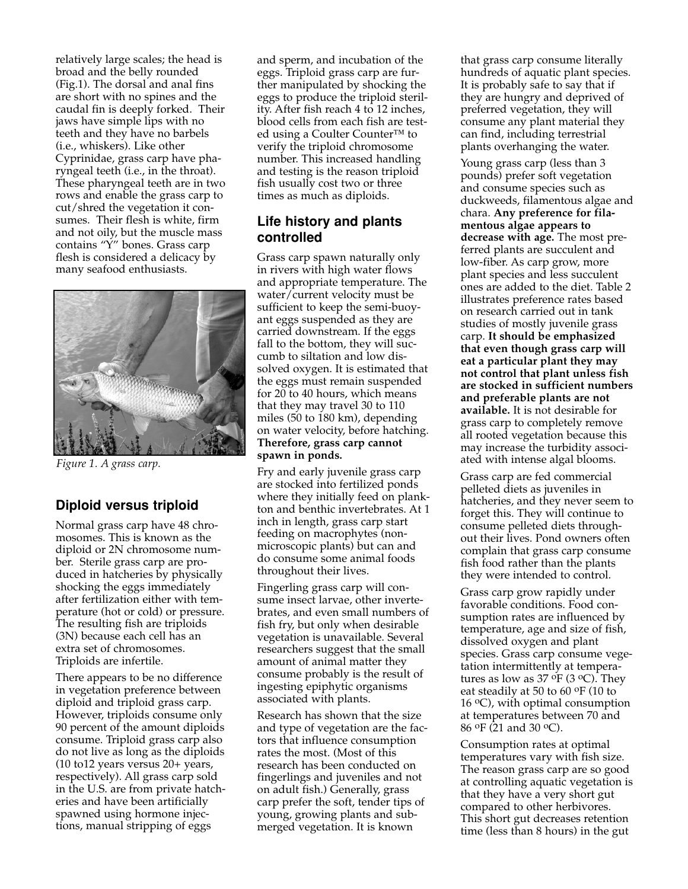relatively large scales; the head is broad and the belly rounded (Fig.1). The dorsal and anal fins are short with no spines and the caudal fin is deeply forked. Their jaws have simple lips with no teeth and they have no barbels (i.e., whiskers). Like other Cyprinidae, grass carp have pharyngeal teeth (i.e., in the throat). These pharyngeal teeth are in two rows and enable the grass carp to cut/shred the vegetation it consumes. Their flesh is white, firm and not oily, but the muscle mass contains "Y" bones. Grass carp flesh is considered a delicacy by many seafood enthusiasts.

*Figure 1. A grass carp.*

## Diploid versus triploid

Normal grass carp have 48 chromosomes. This is known as the diploid or 2N chromosome number. Sterile grass carp are produced in hatcheries by physically shocking the eggs immediately after fertilization either with temperature (hot or cold) or pressure. The resulting fish are triploids (3N) because each cell has an extra set of chromosomes. Triploids are infertile.

There appears to be no difference in vegetation preference between diploid and triploid grass carp. However, triploids consume only 90 percent of the amount diploids consume. Triploid grass carp also do not live as long as the diploids (10 to12 years versus 20+ years, respectively). All grass carp sold in the U.S. are from private hatcheries and have been artificially spawned using hormone injections, manual stripping of eggs and sperm, and incubation of the eggs. Triploid grass carp are further manipulated by shocking the eggs to produce the triploid sterility. After fish reach 4 to 12 inches, blood cells from each fish are tested using a Coulter Counter™ to verify the triploid chromosome number. This increased handling and testing is the reason triploid fish usually cost two or three times as much as diploids.

## Life history and plants controlled

Grass carp spawn naturally only in rivers with high water flows and appropriate temperature. The water/current velocity must be sufficient to keep the semi-buoyant eggs suspended as they are carried downstream. If the eggs fall to the bottom, they will succumb to siltation and low dissolved oxygen. It is estimated that the eggs must remain suspended for 20 to 40 hours, which means that they may travel 30 to 110 miles (50 to 180 km), depending on water velocity, before hatching. **Therefore, grass carp cannot spawn in ponds.**

Fry and early juvenile grass carp are stocked into fertilized ponds where they initially feed on plankton and benthic invertebrates. At 1 inch in length, grass carp start feeding on macrophytes (non-microscopic plants) but can and do consume some animal foods throughout their lives.

Fingerling grass carp will consume insect larvae, other invertebrates, and even small numbers of fish fry, but only when desirable vegetation is unavailable. Several researchers suggest that the small amount of animal matter they consume probably is the result of ingesting epiphytic organisms associated with plants.

Research has shown that the size and type of vegetation are the factors that influence consumption rates the most. (Most of this research has been conducted on fingerlings and juveniles and not on adult fish.) Generally, grass carp prefer the soft, tender tips of young, growing plants and submerged vegetation. It is known that grass carp consume literally hundreds of aquatic plant species. It is probably safe to say that if they are hungry and deprived of preferred vegetation, they will consume any plant material they can find, including terrestrial plants overhanging the water.

Young grass carp (less than 3 pounds) prefer soft vegetation and consume species such as duckweeds, filamentous algae and chara. **Any preference for filamentous algae appears to decrease with age.** The most preferred plants are succulent and low-fiber. As carp grow, more plant species and less succulent ones are added to the diet. Table 2 illustrates preference rates based on research carried out in tank studies of mostly juvenile grass carp. **It should be emphasized that even though grass carp will eat a particular plant they may not control that plant unless fish are stocked in sufficient numbers and preferable plants are not available.** It is not desirable for grass carp to completely remove all rooted vegetation because this may increase the turbidity associated with intense algal blooms.

Grass carp are fed commercial pelleted diets as juveniles in hatcheries, and they never seem to forget this. They will continue to consume pelleted diets throughout their lives. Pond owners often complain that grass carp consume fish food rather than the plants they were intended to control.

Grass carp grow rapidly under favorable conditions. Food consumption rates are influenced by temperature, age and size of fish, dissolved oxygen and plant species. Grass carp consume vegetation intermittently at temperatures as low as 37 ºF (3 ºC). They eat steadily at 50 to 60 ºF (10 to 16 ºC), with optimal consumption at temperatures between 70 and 86 ºF (21 and 30 ºC).

Consumption rates at optimal temperatures vary with fish size. The reason grass carp are so good at controlling aquatic vegetation is that they have a very short gut compared to other herbivores. This short gut decreases retention time (less than 8 hours) in the gut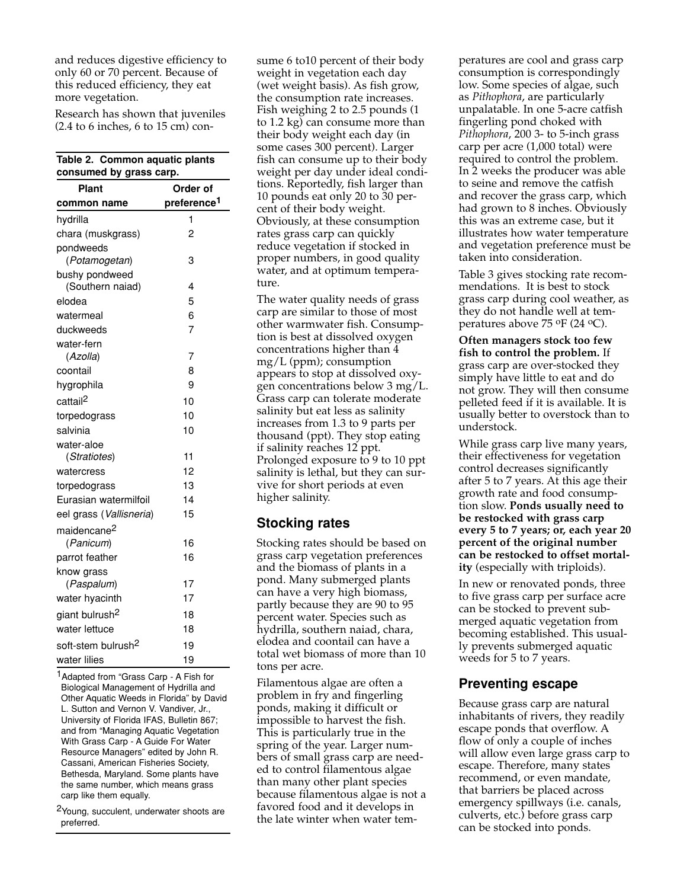and reduces digestive efficiency to only 60 or 70 percent. Because of this reduced efficiency, they eat more vegetation.

Research has shown that juveniles (2.4 to 6 inches, 6 to 15 cm) consume 6 to10 percent of their body weight in vegetation each day (wet weight basis). As fish grow, the consumption rate increases. Fish weighing 2 to 2.5 pounds (1 to 1.2 kg) can consume more than their body weight each day (in some cases 300 percent). Larger fish can consume up to their body weight per day under ideal conditions. Reportedly, fish larger than 10 pounds eat only 20 to 30 percent of their body weight. Obviously, at these consumption rates grass carp can quickly reduce vegetation if stocked in proper numbers, in good quality water, and at optimum temperature.

**Table 2. Common aquatic plants consumed by grass carp.**

| Plant common name | Order of preference[1] |
|---|---|
| hydrilla | 1 |
| chara (muskgrass) | 2 |
| pondweeds (*Potamogetan*) | 3 |
| bushy pondweed (Southern naiad) | 4 |
| elodea | 5 |
| watermeal | 6 |
| duckweeds | 7 |
| water-fern (*Azolla*) | 7 |
| coontail | 8 |
| hygrophila | 9 |
| cattail[2] | 10 |
| torpedograss | 10 |
| salvinia | 10 |
| water-aloe (*Stratiotes*) | 11 |
| watercress | 12 |
| torpedograss | 13 |
| Eurasian watermilfoil | 14 |
| eel grass (*Vallisneria*) | 15 |
| maidencane[2] (*Panicum*) | 16 |
| parrot feather | 16 |
| know grass (*Paspalum*) | 17 |
| water hyacinth | 17 |
| giant bulrush[2] | 18 |
| water lettuce | 18 |
| soft-stem bulrush[2] | 19 |
| water lilies | 19 |

[1]Adapted from "Grass Carp - A Fish for Biological Management of Hydrilla and Other Aquatic Weeds in Florida" by David L. Sutton and Vernon V. Vandiver, Jr., University of Florida IFAS, Bulletin 867; and from "Managing Aquatic Vegetation With Grass Carp - A Guide For Water Resource Managers" edited by John R. Cassani, American Fisheries Society, Bethesda, Maryland. Some plants have the same number, which means grass carp like them equally.

[2]Young, succulent, underwater shoots are preferred.

The water quality needs of grass carp are similar to those of most other warmwater fish. Consumption is best at dissolved oxygen concentrations higher than 4 mg/L (ppm); consumption appears to stop at dissolved oxygen concentrations below 3 mg/L. Grass carp can tolerate moderate salinity but eat less as salinity increases from 1.3 to 9 parts per thousand (ppt). They stop eating if salinity reaches 12 ppt. Prolonged exposure to 9 to 10 ppt salinity is lethal, but they can survive for short periods at even higher salinity.

## Stocking rates

Stocking rates should be based on grass carp vegetation preferences and the biomass of plants in a pond. Many submerged plants can have a very high biomass, partly because they are 90 to 95 percent water. Species such as hydrilla, southern naiad, chara, elodea and coontail can have a total wet biomass of more than 10 tons per acre.

Filamentous algae are often a problem in fry and fingerling ponds, making it difficult or impossible to harvest the fish. This is particularly true in the spring of the year. Larger numbers of small grass carp are needed to control filamentous algae than many other plant species because filamentous algae is not a favored food and it develops in the late winter when water temperatures are cool and grass carp consumption is correspondingly low. Some species of algae, such as *Pithophora*, are particularly unpalatable. In one 5-acre catfish fingerling pond choked with *Pithophora*, 200 3- to 5-inch grass carp per acre (1,000 total) were required to control the problem. In 2 weeks the producer was able to seine and remove the catfish and recover the grass carp, which had grown to 8 inches. Obviously this was an extreme case, but it illustrates how water temperature and vegetation preference must be taken into consideration.

Table 3 gives stocking rate recommendations. It is best to stock grass carp during cool weather, as they do not handle well at temperatures above 75 ºF (24 ºC).

**Often managers stock too few fish to control the problem.** If grass carp are over-stocked they simply have little to eat and do not grow. They will then consume pelleted feed if it is available. It is usually better to overstock than to understock.

While grass carp live many years, their effectiveness for vegetation control decreases significantly after 5 to 7 years. At this age their growth rate and food consumption slow. **Ponds usually need to be restocked with grass carp every 5 to 7 years; or, each year 20 percent of the original number can be restocked to offset mortality** (especially with triploids).

In new or renovated ponds, three to five grass carp per surface acre can be stocked to prevent submerged aquatic vegetation from becoming established. This usually prevents submerged aquatic weeds for 5 to 7 years.

## Preventing escape

Because grass carp are natural inhabitants of rivers, they readily escape ponds that overflow. A flow of only a couple of inches will allow even large grass carp to escape. Therefore, many states recommend, or even mandate, that barriers be placed across emergency spillways (i.e. canals, culverts, etc.) before grass carp can be stocked into ponds.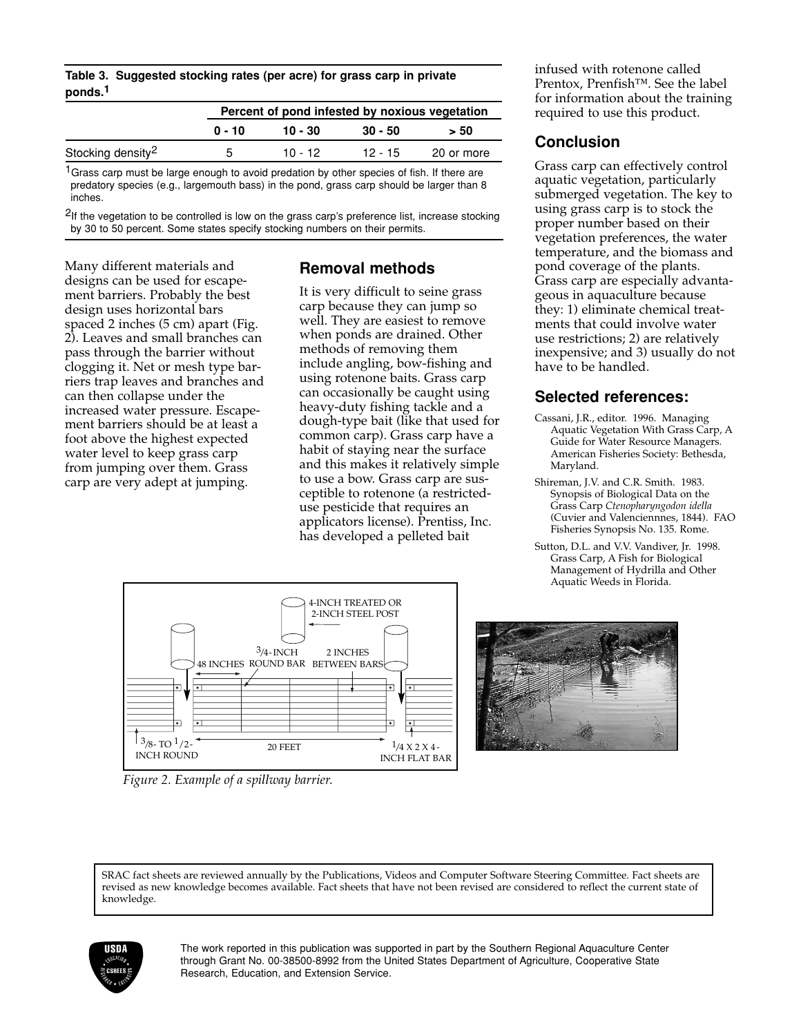**Table 3. Suggested stocking rates (per acre) for grass carp in private ponds.[1]**

| | Percent of pond infested by noxious vegetation | | | |
|---|---|---|---|---|
| | 0 - 10 | 10 - 30 | 30 - 50 | > 50 |
| Stocking density[2] | 5 | 10 - 12 | 12 - 15 | 20 or more |

[1]Grass carp must be large enough to avoid predation by other species of fish. If there are predatory species (e.g., largemouth bass) in the pond, grass carp should be larger than 8 inches.

[2]If the vegetation to be controlled is low on the grass carp's preference list, increase stocking by 30 to 50 percent. Some states specify stocking numbers on their permits.

Many different materials and designs can be used for escapement barriers. Probably the best design uses horizontal bars spaced 2 inches (5 cm) apart (Fig. 2). Leaves and small branches can pass through the barrier without clogging it. Net or mesh type barriers trap leaves and branches and can then collapse under the increased water pressure. Escapement barriers should be at least a foot above the highest expected water level to keep grass carp from jumping over them. Grass carp are very adept at jumping.

## Removal methods

It is very difficult to seine grass carp because they can jump so well. They are easiest to remove when ponds are drained. Other methods of removing them include angling, bow-fishing and using rotenone baits. Grass carp can occasionally be caught using heavy-duty fishing tackle and a dough-type bait (like that used for common carp). Grass carp have a habit of staying near the surface and this makes it relatively simple to use a bow. Grass carp are susceptible to rotenone (a restricted-use pesticide that requires an applicators license). Prentiss, Inc. has developed a pelleted bait infused with rotenone called Prentox, Prenfish™. See the label for information about the training required to use this product.

## Conclusion

Grass carp can effectively control aquatic vegetation, particularly submerged vegetation. The key to using grass carp is to stock the proper number based on their vegetation preferences, the water temperature, and the biomass and pond coverage of the plants. Grass carp are especially advantageous in aquaculture because they: 1) eliminate chemical treatments that could involve water use restrictions; 2) are relatively inexpensive; and 3) usually do not have to be handled.

## Selected references:

Cassani, J.R., editor. 1996. Managing Aquatic Vegetation With Grass Carp, A Guide for Water Resource Managers. American Fisheries Society: Bethesda, Maryland.

Shireman, J.V. and C.R. Smith. 1983. Synopsis of Biological Data on the Grass Carp *Ctenopharyngodon idella* (Cuvier and Valenciennnes, 1844). FAO Fisheries Synopsis No. 135. Rome.

Sutton, D.L. and V.V. Vandiver, Jr. 1998. Grass Carp, A Fish for Biological Management of Hydrilla and Other Aquatic Weeds in Florida.

4-INCH TREATED OR 2-INCH STEEL POST

48 INCHES

3/4-INCH ROUND BAR

2 INCHES BETWEEN BARS

3/8- TO 1/2-INCH ROUND

20 FEET

1/4 X 2 X 4-INCH FLAT BAR

*Figure 2. Example of a spillway barrier.*

SRAC fact sheets are reviewed annually by the Publications, Videos and Computer Software Steering Committee. Fact sheets are revised as new knowledge becomes available. Fact sheets that have not been revised are considered to reflect the current state of knowledge.

The work reported in this publication was supported in part by the Southern Regional Aquaculture Center through Grant No. 00-38500-8992 from the United States Department of Agriculture, Cooperative State Research, Education, and Extension Service.